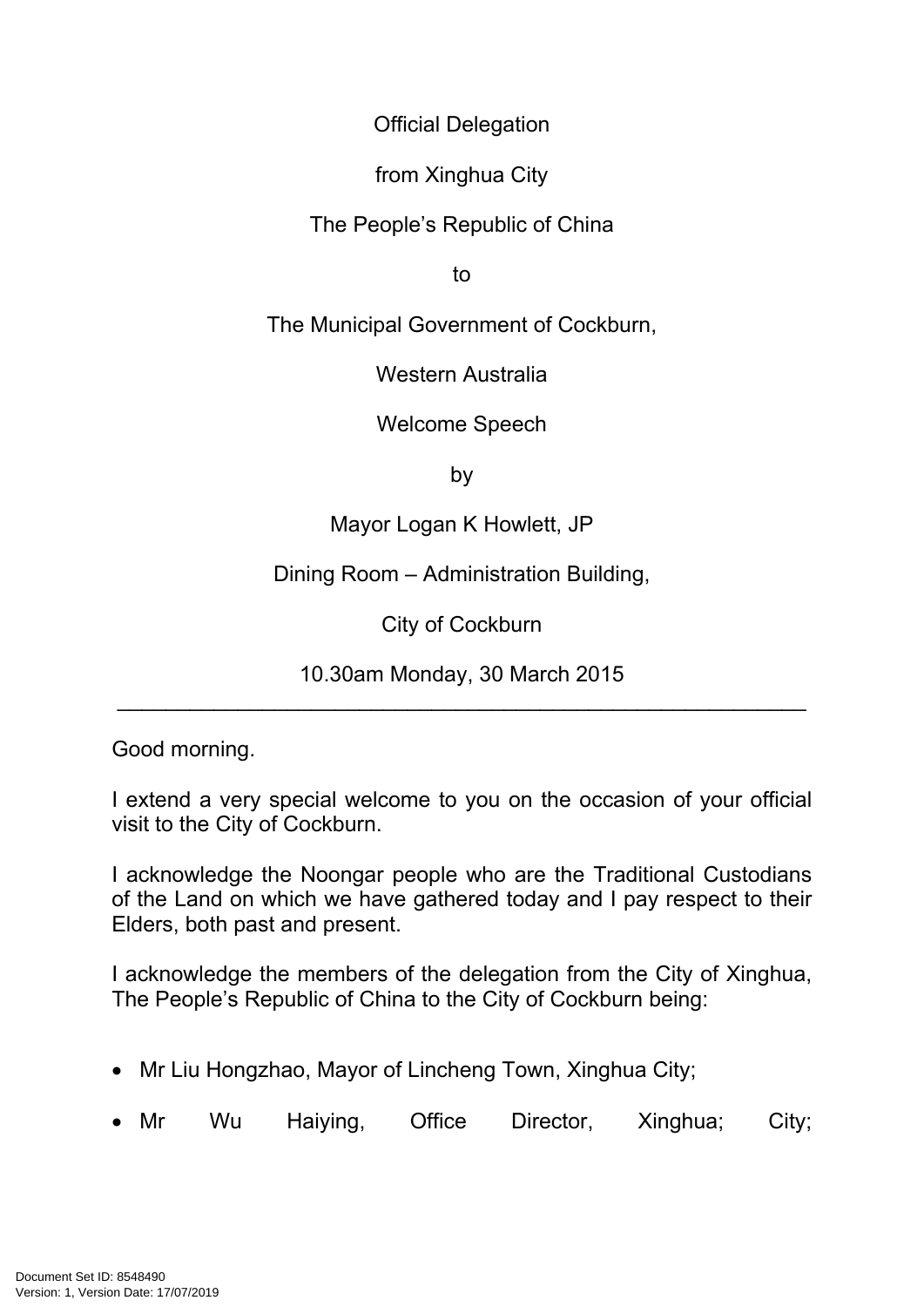Official Delegation

from Xinghua City

The People's Republic of China

to

The Municipal Government of Cockburn,

Western Australia

Welcome Speech

by

Mayor Logan K Howlett, JP

Dining Room – Administration Building,

City of Cockburn

10.30am Monday, 30 March 2015

---

Good morning.

I extend a very special welcome to you on the occasion of your official visit to the City of Cockburn.

I acknowledge the Noongar people who are the Traditional Custodians of the Land on which we have gathered today and I pay respect to their Elders, both past and present.

I acknowledge the members of the delegation from the City of Xinghua, The People's Republic of China to the City of Cockburn being:

- Mr Liu Hongzhao, Mayor of Lincheng Town, Xinghua City;
- Mr Wu Haiying, Office Director, Xinghua; City;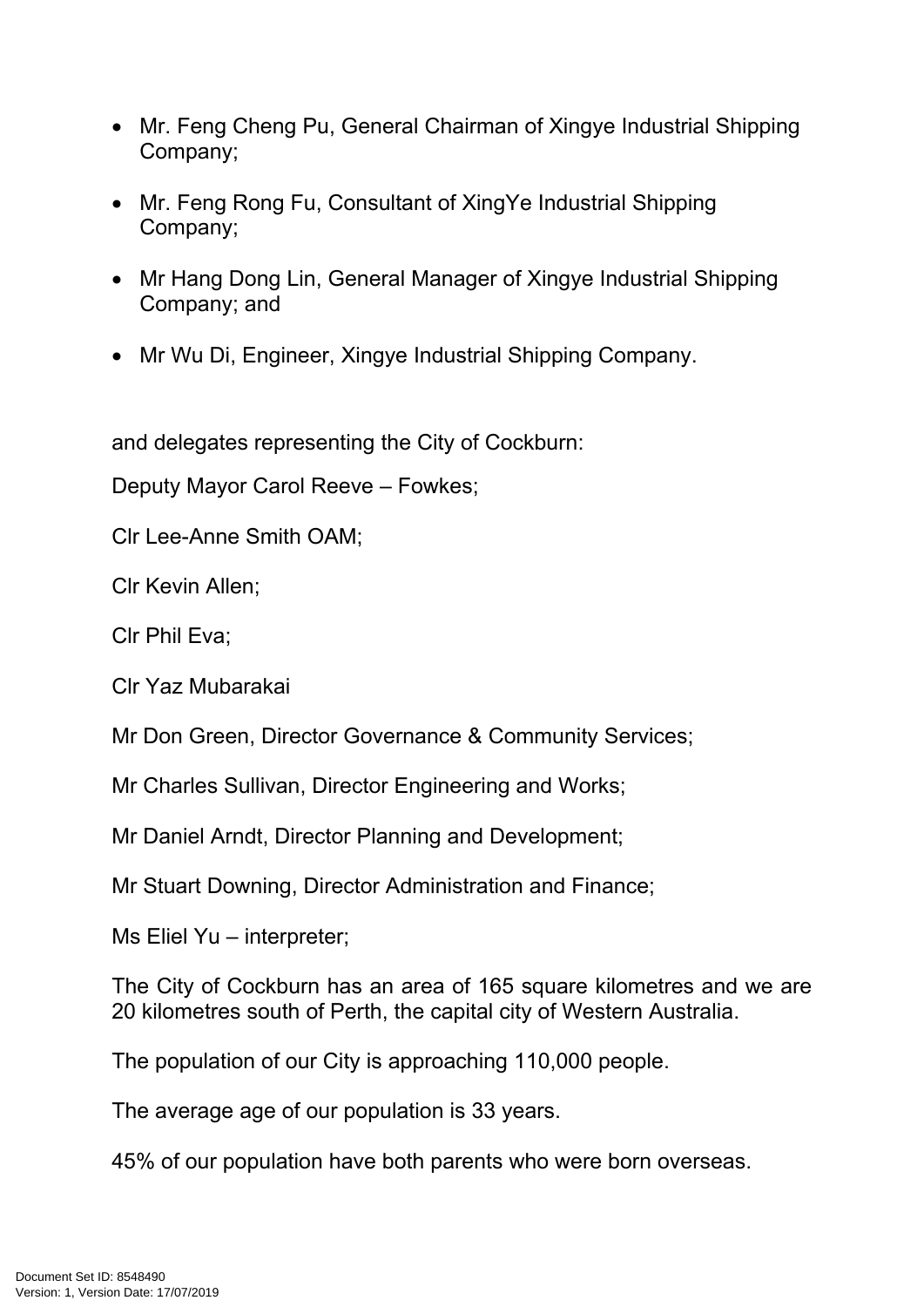- Mr. Feng Cheng Pu, General Chairman of Xingye Industrial Shipping Company;
- Mr. Feng Rong Fu, Consultant of XingYe Industrial Shipping Company;
- Mr Hang Dong Lin, General Manager of Xingye Industrial Shipping Company; and
- Mr Wu Di, Engineer, Xingye Industrial Shipping Company.

and delegates representing the City of Cockburn:

Deputy Mayor Carol Reeve – Fowkes;

Clr Lee-Anne Smith OAM;

Clr Kevin Allen;

Clr Phil Eva;

Clr Yaz Mubarakai

Mr Don Green, Director Governance & Community Services;

Mr Charles Sullivan, Director Engineering and Works;

Mr Daniel Arndt, Director Planning and Development;

Mr Stuart Downing, Director Administration and Finance;

Ms Eliel Yu – interpreter;

The City of Cockburn has an area of 165 square kilometres and we are 20 kilometres south of Perth, the capital city of Western Australia.

The population of our City is approaching 110,000 people.

The average age of our population is 33 years.

45% of our population have both parents who were born overseas.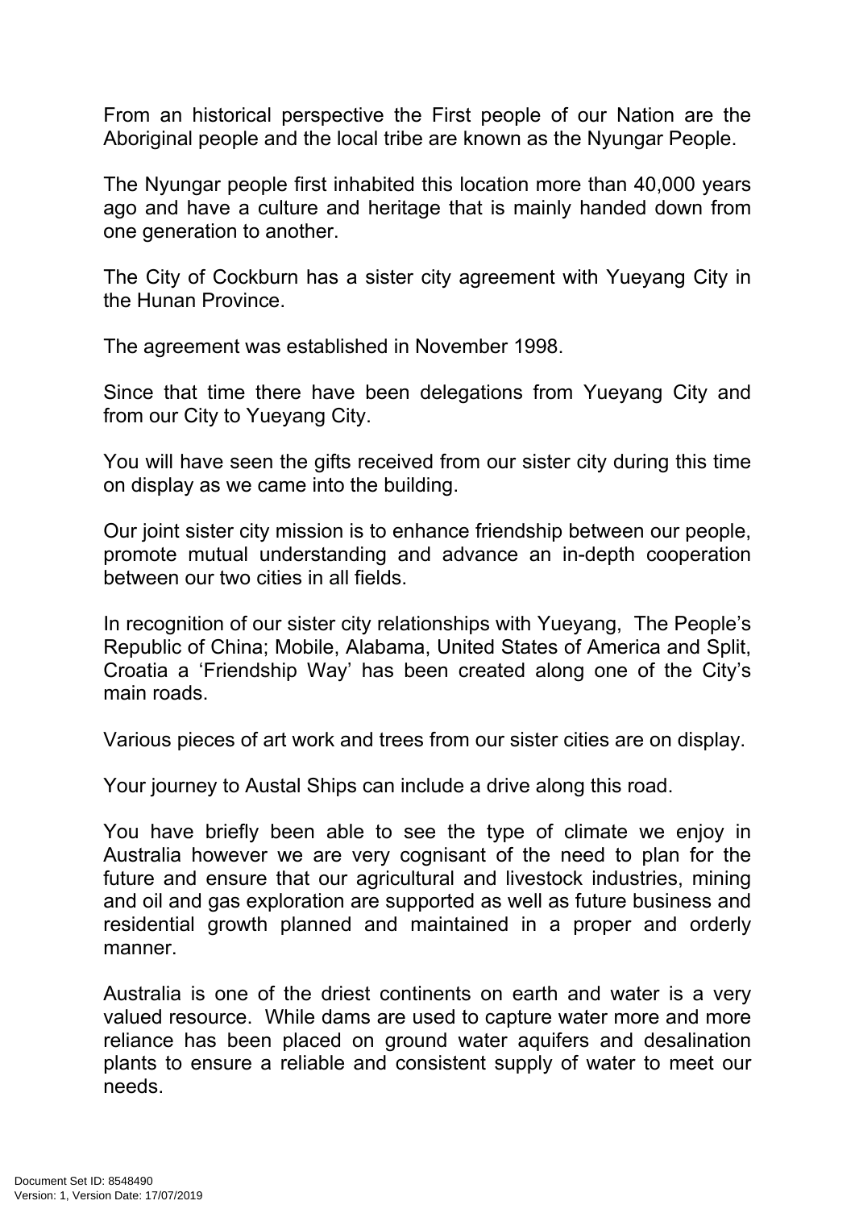From an historical perspective the First people of our Nation are the Aboriginal people and the local tribe are known as the Nyungar People.

The Nyungar people first inhabited this location more than 40,000 years ago and have a culture and heritage that is mainly handed down from one generation to another.

The City of Cockburn has a sister city agreement with Yueyang City in the Hunan Province.

The agreement was established in November 1998.

Since that time there have been delegations from Yueyang City and from our City to Yueyang City.

You will have seen the gifts received from our sister city during this time on display as we came into the building.

Our joint sister city mission is to enhance friendship between our people, promote mutual understanding and advance an in-depth cooperation between our two cities in all fields.

In recognition of our sister city relationships with Yueyang, The People's Republic of China; Mobile, Alabama, United States of America and Split, Croatia a 'Friendship Way' has been created along one of the City's main roads.

Various pieces of art work and trees from our sister cities are on display.

Your journey to Austal Ships can include a drive along this road.

You have briefly been able to see the type of climate we enjoy in Australia however we are very cognisant of the need to plan for the future and ensure that our agricultural and livestock industries, mining and oil and gas exploration are supported as well as future business and residential growth planned and maintained in a proper and orderly manner.

Australia is one of the driest continents on earth and water is a very valued resource. While dams are used to capture water more and more reliance has been placed on ground water aquifers and desalination plants to ensure a reliable and consistent supply of water to meet our needs.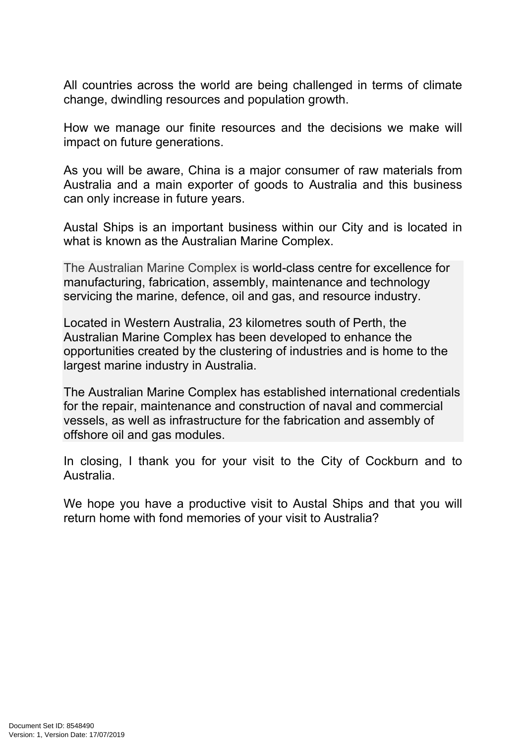All countries across the world are being challenged in terms of climate change, dwindling resources and population growth.

How we manage our finite resources and the decisions we make will impact on future generations.

As you will be aware, China is a major consumer of raw materials from Australia and a main exporter of goods to Australia and this business can only increase in future years.

Austal Ships is an important business within our City and is located in what is known as the Australian Marine Complex.

The Australian Marine Complex is world-class centre for excellence for manufacturing, fabrication, assembly, maintenance and technology servicing the marine, defence, oil and gas, and resource industry.

Located in Western Australia, 23 kilometres south of Perth, the Australian Marine Complex has been developed to enhance the opportunities created by the clustering of industries and is home to the largest marine industry in Australia.

The Australian Marine Complex has established international credentials for the repair, maintenance and construction of naval and commercial vessels, as well as infrastructure for the fabrication and assembly of offshore oil and gas modules.

In closing, I thank you for your visit to the City of Cockburn and to Australia.

We hope you have a productive visit to Austal Ships and that you will return home with fond memories of your visit to Australia?